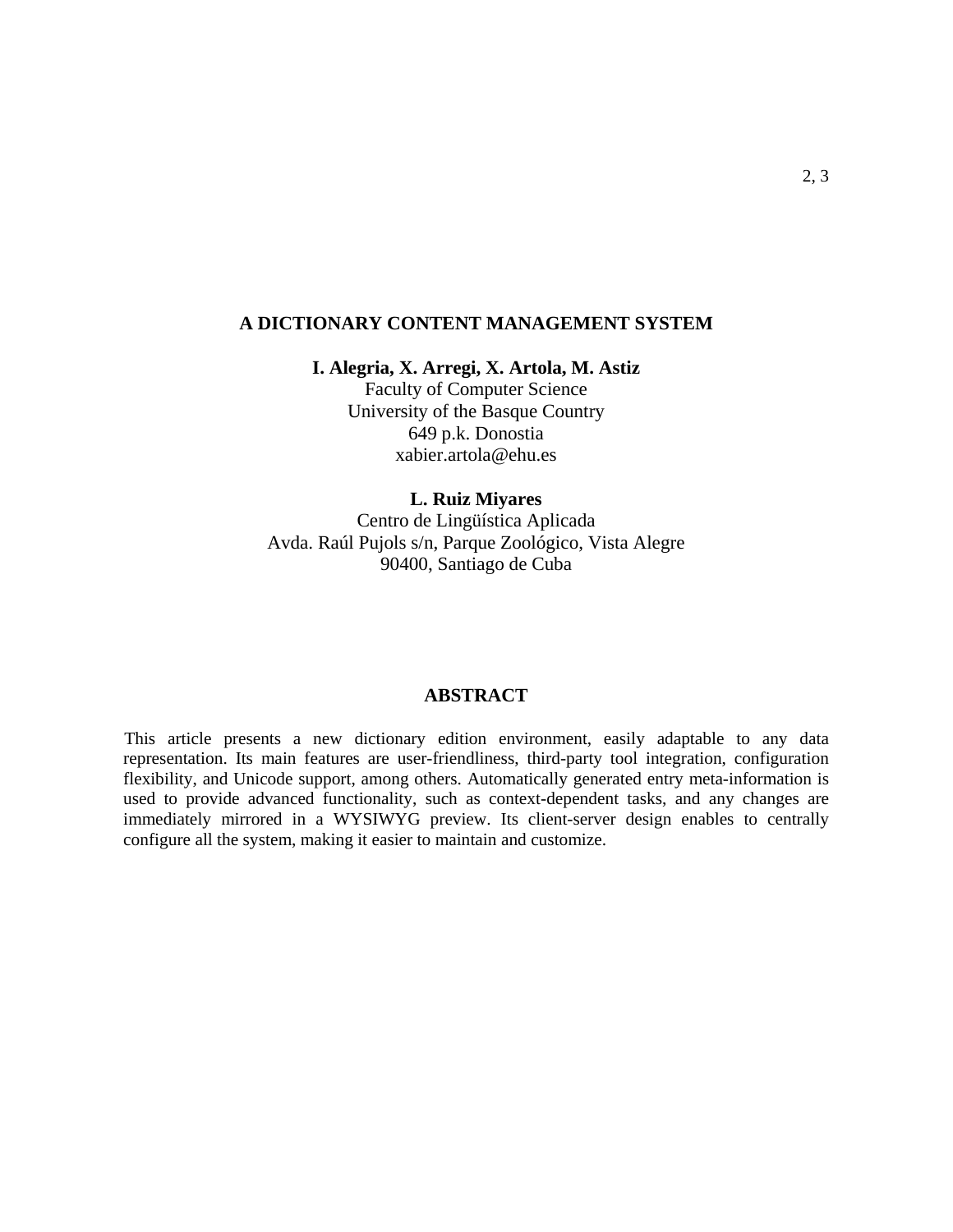2, 3

# A DICTIONARY CONTENT MANAGEMENT SYSTEM

**I. Alegria, X. Arregi, X. Artola, M. Astiz**
Faculty of Computer Science
University of the Basque Country
649 p.k. Donostia
xabier.artola@ehu.es

**L. Ruiz Miyares**
Centro de Lingüística Aplicada
Avda. Raúl Pujols s/n, Parque Zoológico, Vista Alegre
90400, Santiago de Cuba

## ABSTRACT

This article presents a new dictionary edition environment, easily adaptable to any data representation. Its main features are user-friendliness, third-party tool integration, configuration flexibility, and Unicode support, among others. Automatically generated entry meta-information is used to provide advanced functionality, such as context-dependent tasks, and any changes are immediately mirrored in a WYSIWYG preview. Its client-server design enables to centrally configure all the system, making it easier to maintain and customize.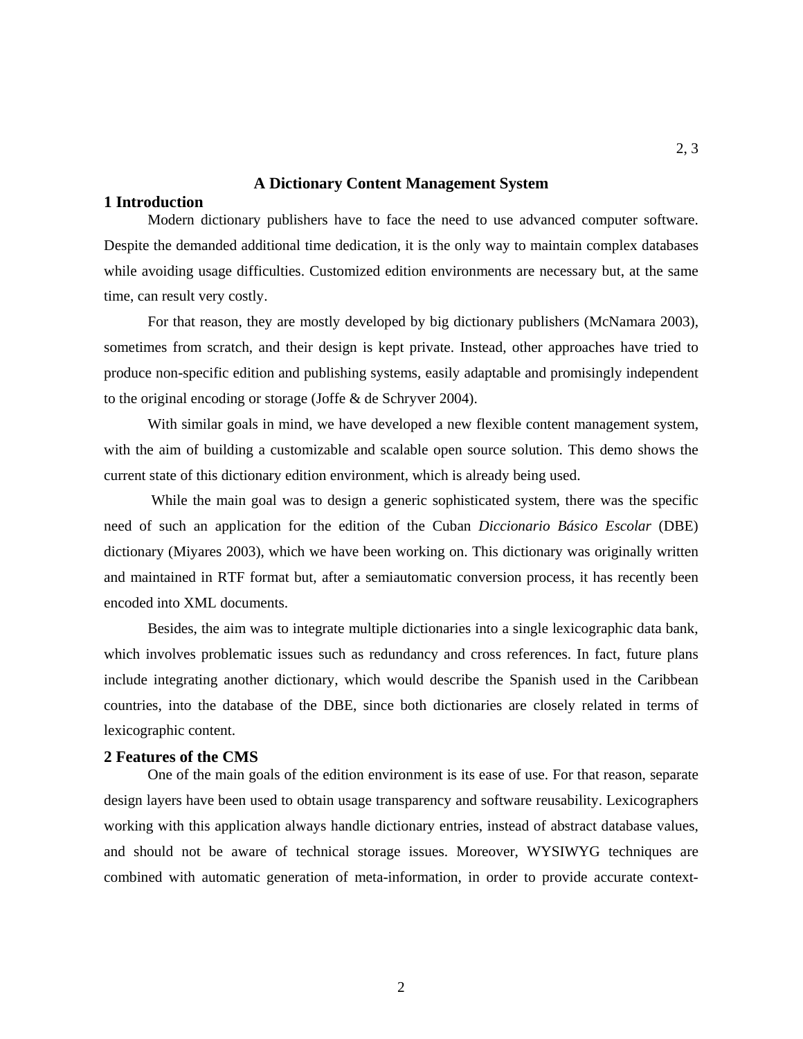2, 3

# A Dictionary Content Management System

## 1 Introduction

Modern dictionary publishers have to face the need to use advanced computer software. Despite the demanded additional time dedication, it is the only way to maintain complex databases while avoiding usage difficulties. Customized edition environments are necessary but, at the same time, can result very costly.

For that reason, they are mostly developed by big dictionary publishers (McNamara 2003), sometimes from scratch, and their design is kept private. Instead, other approaches have tried to produce non-specific edition and publishing systems, easily adaptable and promisingly independent to the original encoding or storage (Joffe & de Schryver 2004).

With similar goals in mind, we have developed a new flexible content management system, with the aim of building a customizable and scalable open source solution. This demo shows the current state of this dictionary edition environment, which is already being used.

While the main goal was to design a generic sophisticated system, there was the specific need of such an application for the edition of the Cuban *Diccionario Básico Escolar* (DBE) dictionary (Miyares 2003), which we have been working on. This dictionary was originally written and maintained in RTF format but, after a semiautomatic conversion process, it has recently been encoded into XML documents.

Besides, the aim was to integrate multiple dictionaries into a single lexicographic data bank, which involves problematic issues such as redundancy and cross references. In fact, future plans include integrating another dictionary, which would describe the Spanish used in the Caribbean countries, into the database of the DBE, since both dictionaries are closely related in terms of lexicographic content.

## 2 Features of the CMS

One of the main goals of the edition environment is its ease of use. For that reason, separate design layers have been used to obtain usage transparency and software reusability. Lexicographers working with this application always handle dictionary entries, instead of abstract database values, and should not be aware of technical storage issues. Moreover, WYSIWYG techniques are combined with automatic generation of meta-information, in order to provide accurate context-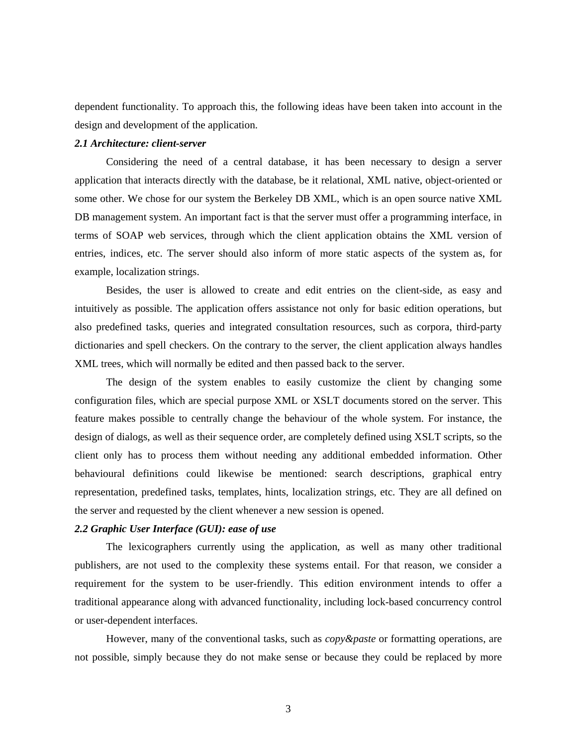dependent functionality. To approach this, the following ideas have been taken into account in the design and development of the application.

### *2.1 Architecture: client-server*

Considering the need of a central database, it has been necessary to design a server application that interacts directly with the database, be it relational, XML native, object-oriented or some other. We chose for our system the Berkeley DB XML, which is an open source native XML DB management system. An important fact is that the server must offer a programming interface, in terms of SOAP web services, through which the client application obtains the XML version of entries, indices, etc. The server should also inform of more static aspects of the system as, for example, localization strings.

Besides, the user is allowed to create and edit entries on the client-side, as easy and intuitively as possible. The application offers assistance not only for basic edition operations, but also predefined tasks, queries and integrated consultation resources, such as corpora, third-party dictionaries and spell checkers. On the contrary to the server, the client application always handles XML trees, which will normally be edited and then passed back to the server.

The design of the system enables to easily customize the client by changing some configuration files, which are special purpose XML or XSLT documents stored on the server. This feature makes possible to centrally change the behaviour of the whole system. For instance, the design of dialogs, as well as their sequence order, are completely defined using XSLT scripts, so the client only has to process them without needing any additional embedded information. Other behavioural definitions could likewise be mentioned: search descriptions, graphical entry representation, predefined tasks, templates, hints, localization strings, etc. They are all defined on the server and requested by the client whenever a new session is opened.

### *2.2 Graphic User Interface (GUI): ease of use*

The lexicographers currently using the application, as well as many other traditional publishers, are not used to the complexity these systems entail. For that reason, we consider a requirement for the system to be user-friendly. This edition environment intends to offer a traditional appearance along with advanced functionality, including lock-based concurrency control or user-dependent interfaces.

However, many of the conventional tasks, such as *copy&paste* or formatting operations, are not possible, simply because they do not make sense or because they could be replaced by more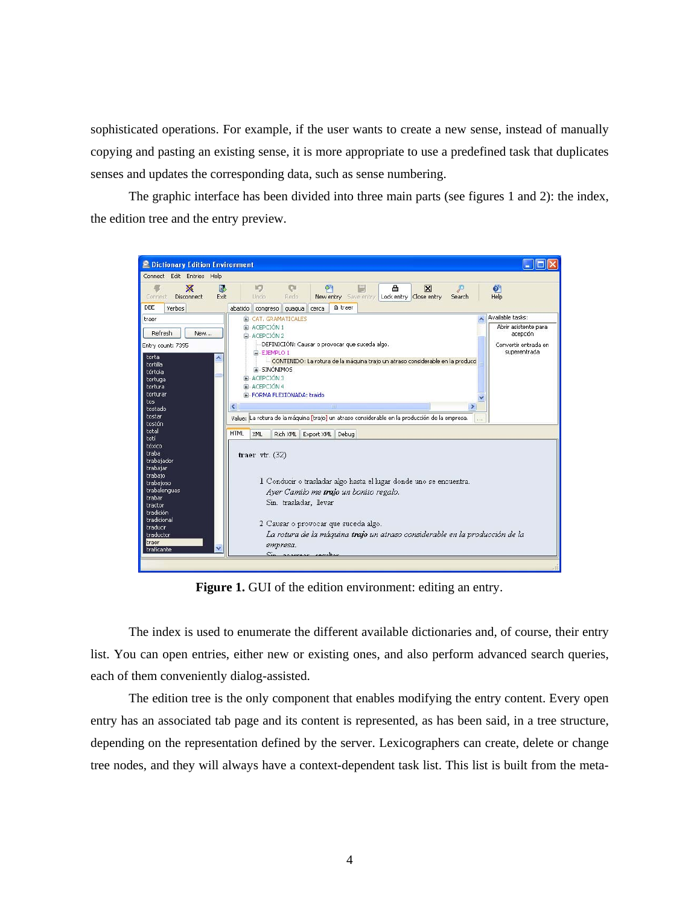sophisticated operations. For example, if the user wants to create a new sense, instead of manually copying and pasting an existing sense, it is more appropriate to use a predefined task that duplicates senses and updates the corresponding data, such as sense numbering.

The graphic interface has been divided into three main parts (see figures 1 and 2): the index, the edition tree and the entry preview.

**Figure 1.** GUI of the edition environment: editing an entry.

The index is used to enumerate the different available dictionaries and, of course, their entry list. You can open entries, either new or existing ones, and also perform advanced search queries, each of them conveniently dialog-assisted.

The edition tree is the only component that enables modifying the entry content. Every open entry has an associated tab page and its content is represented, as has been said, in a tree structure, depending on the representation defined by the server. Lexicographers can create, delete or change tree nodes, and they will always have a context-dependent task list. This list is built from the meta-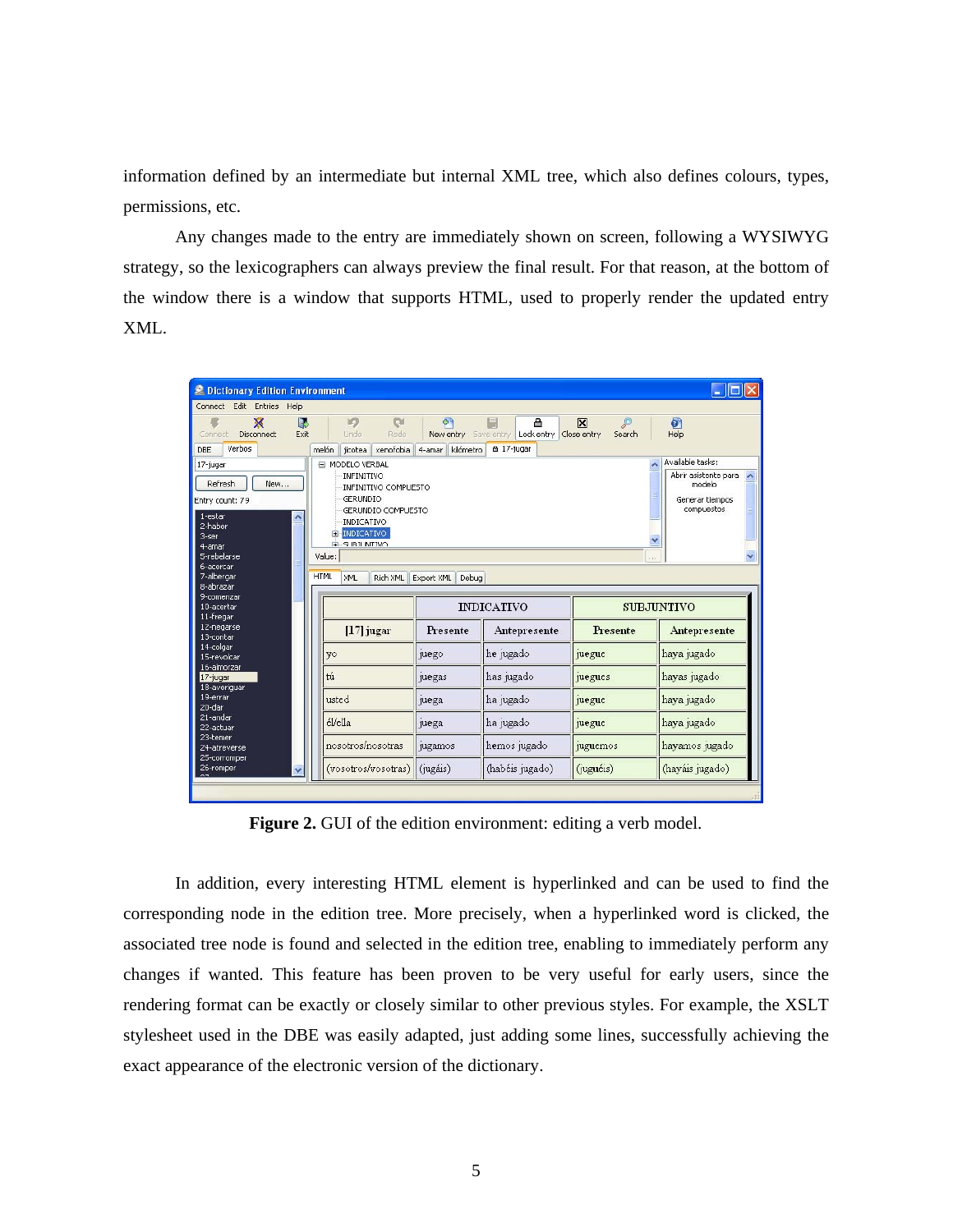information defined by an intermediate but internal XML tree, which also defines colours, types, permissions, etc.

Any changes made to the entry are immediately shown on screen, following a WYSIWYG strategy, so the lexicographers can always preview the final result. For that reason, at the bottom of the window there is a window that supports HTML, used to properly render the updated entry XML.

**Figure 2.** GUI of the edition environment: editing a verb model.

In addition, every interesting HTML element is hyperlinked and can be used to find the corresponding node in the edition tree. More precisely, when a hyperlinked word is clicked, the associated tree node is found and selected in the edition tree, enabling to immediately perform any changes if wanted. This feature has been proven to be very useful for early users, since the rendering format can be exactly or closely similar to other previous styles. For example, the XSLT stylesheet used in the DBE was easily adapted, just adding some lines, successfully achieving the exact appearance of the electronic version of the dictionary.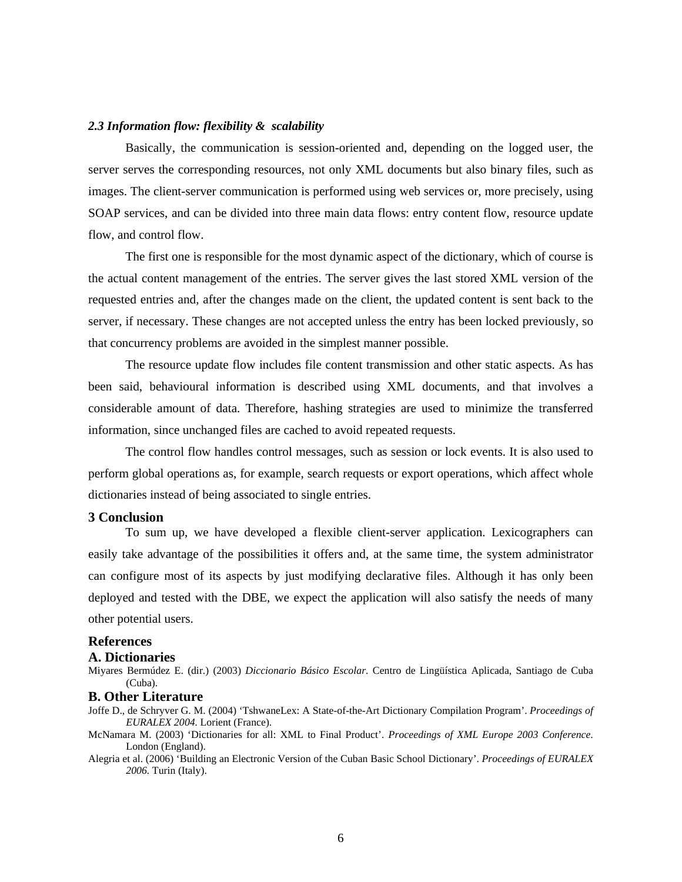### *2.3 Information flow: flexibility & scalability*

Basically, the communication is session-oriented and, depending on the logged user, the server serves the corresponding resources, not only XML documents but also binary files, such as images. The client-server communication is performed using web services or, more precisely, using SOAP services, and can be divided into three main data flows: entry content flow, resource update flow, and control flow.

The first one is responsible for the most dynamic aspect of the dictionary, which of course is the actual content management of the entries. The server gives the last stored XML version of the requested entries and, after the changes made on the client, the updated content is sent back to the server, if necessary. These changes are not accepted unless the entry has been locked previously, so that concurrency problems are avoided in the simplest manner possible.

The resource update flow includes file content transmission and other static aspects. As has been said, behavioural information is described using XML documents, and that involves a considerable amount of data. Therefore, hashing strategies are used to minimize the transferred information, since unchanged files are cached to avoid repeated requests.

The control flow handles control messages, such as session or lock events. It is also used to perform global operations as, for example, search requests or export operations, which affect whole dictionaries instead of being associated to single entries.

## 3 Conclusion

To sum up, we have developed a flexible client-server application. Lexicographers can easily take advantage of the possibilities it offers and, at the same time, the system administrator can configure most of its aspects by just modifying declarative files. Although it has only been deployed and tested with the DBE, we expect the application will also satisfy the needs of many other potential users.

## References

### A. Dictionaries

Miyares Bermúdez E. (dir.) (2003) *Diccionario Básico Escolar*. Centro de Lingüística Aplicada, Santiago de Cuba (Cuba).

### B. Other Literature

Joffe D., de Schryver G. M. (2004) 'TshwaneLex: A State-of-the-Art Dictionary Compilation Program'. *Proceedings of EURALEX 2004.* Lorient (France).

McNamara M. (2003) 'Dictionaries for all: XML to Final Product'. *Proceedings of XML Europe 2003 Conference.* London (England).

Alegria et al. (2006) 'Building an Electronic Version of the Cuban Basic School Dictionary'. *Proceedings of EURALEX 2006.* Turin (Italy).